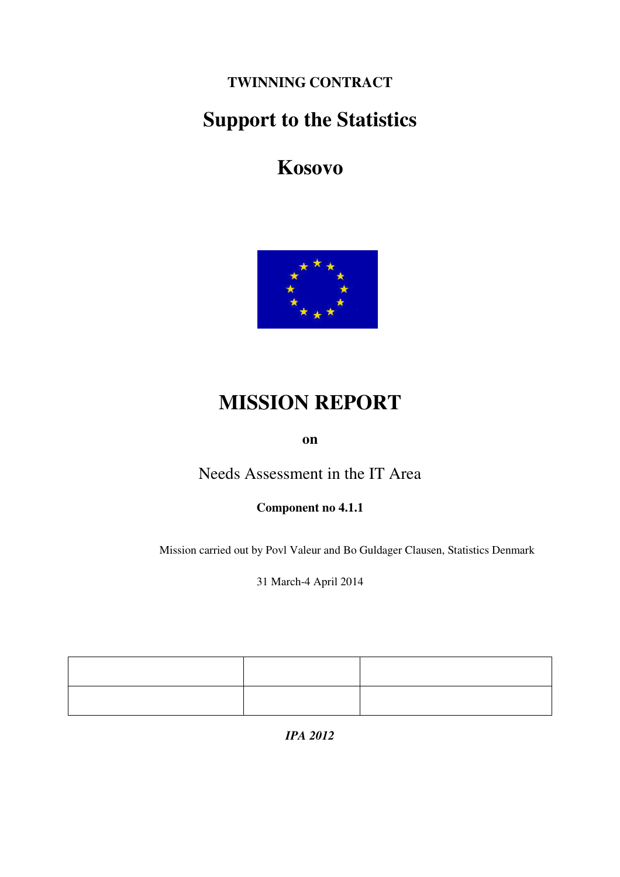**TWINNING CONTRACT**

# Support to the Statistics

# Kosovo

# MISSION REPORT

**on**

Needs Assessment in the IT Area

**Component no 4.1.1**

Mission carried out by Povl Valeur and Bo Guldager Clausen, Statistics Denmark

31 March-4 April 2014

| | | |
|---|---|---|
| | | |
| | | |

***IPA 2012***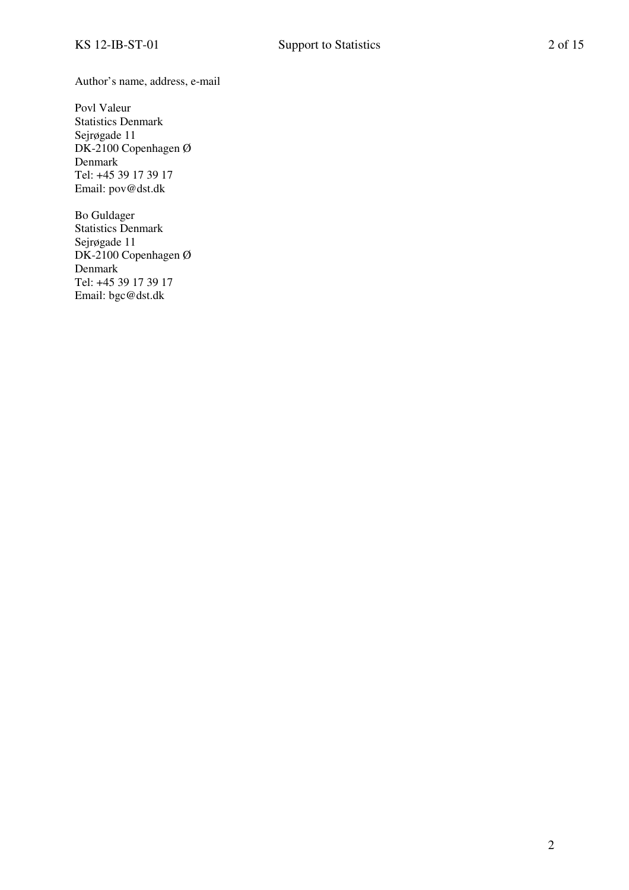Author's name, address, e-mail

Povl Valeur
Statistics Denmark
Sejrøgade 11
DK-2100 Copenhagen Ø
Denmark
Tel: +45 39 17 39 17
Email: pov@dst.dk

Bo Guldager
Statistics Denmark
Sejrøgade 11
DK-2100 Copenhagen Ø
Denmark
Tel: +45 39 17 39 17
Email: bgc@dst.dk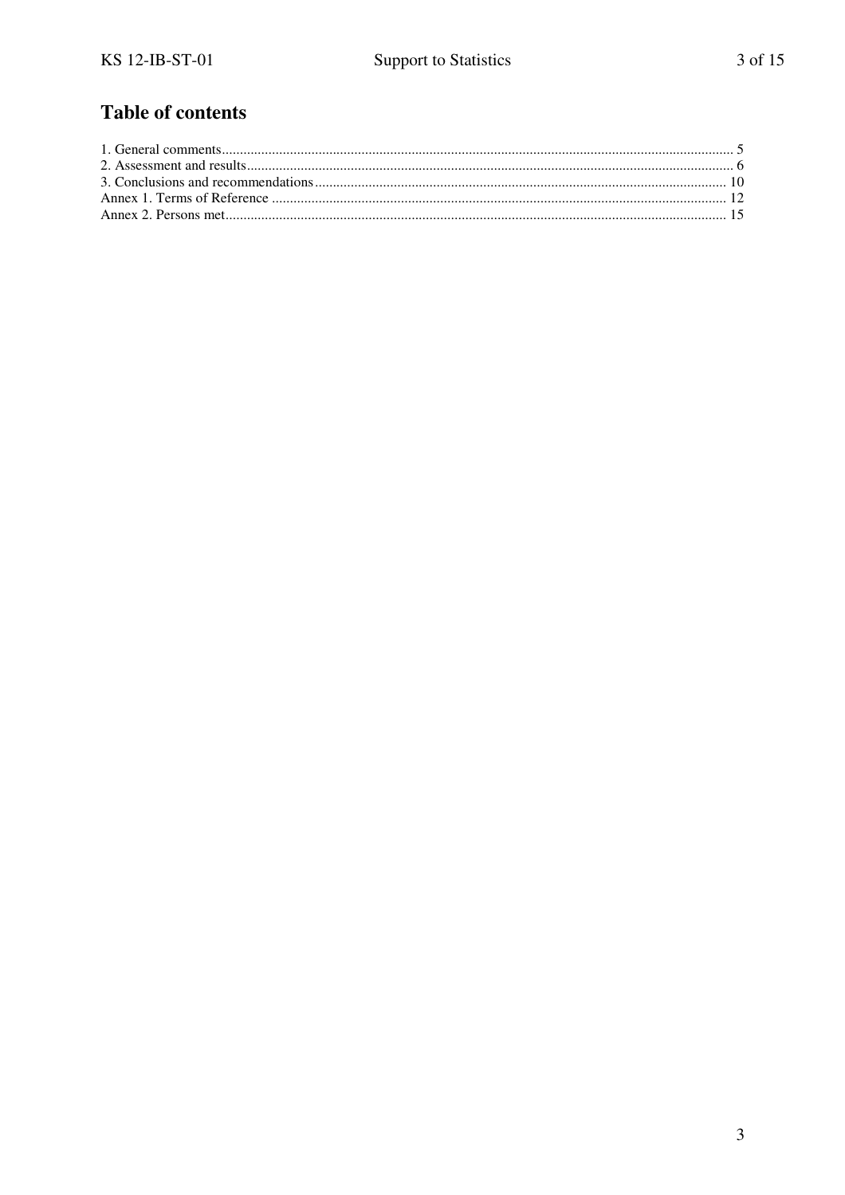# Table of contents

1. General comments ..... 5
2. Assessment and results ..... 6
3. Conclusions and recommendations ..... 10

Annex 1. Terms of Reference ..... 12

Annex 2. Persons met ..... 15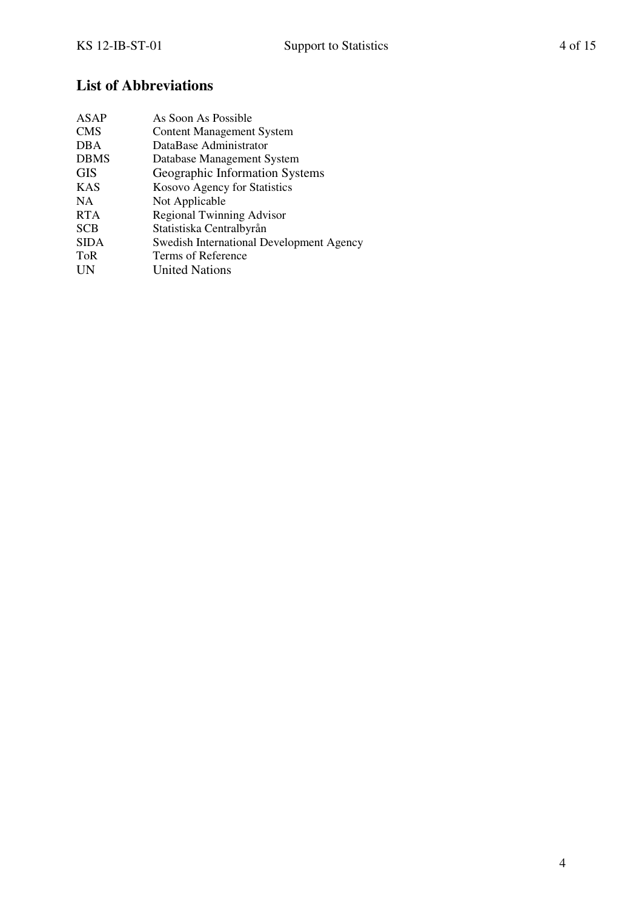## List of Abbreviations

| | |
|---|---|
| ASAP | As Soon As Possible |
| CMS | Content Management System |
| DBA | DataBase Administrator |
| DBMS | Database Management System |
| GIS | Geographic Information Systems |
| KAS | Kosovo Agency for Statistics |
| NA | Not Applicable |
| RTA | Regional Twinning Advisor |
| SCB | Statistiska Centralbyrån |
| SIDA | Swedish International Development Agency |
| ToR | Terms of Reference |
| UN | United Nations |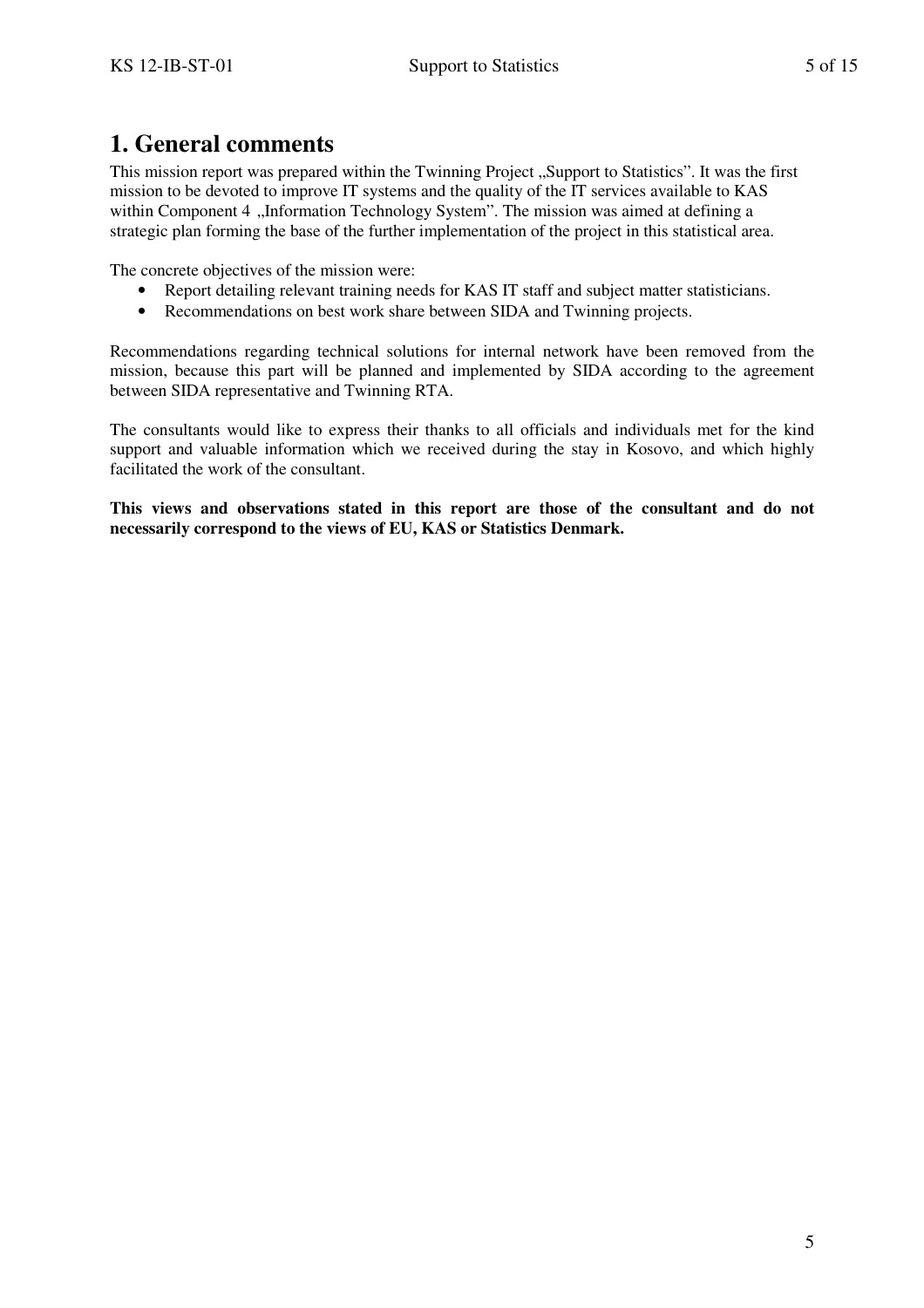# 1. General comments

This mission report was prepared within the Twinning Project „Support to Statistics". It was the first mission to be devoted to improve IT systems and the quality of the IT services available to KAS within Component 4 „Information Technology System". The mission was aimed at defining a strategic plan forming the base of the further implementation of the project in this statistical area.

The concrete objectives of the mission were:

- Report detailing relevant training needs for KAS IT staff and subject matter statisticians.
- Recommendations on best work share between SIDA and Twinning projects.

Recommendations regarding technical solutions for internal network have been removed from the mission, because this part will be planned and implemented by SIDA according to the agreement between SIDA representative and Twinning RTA.

The consultants would like to express their thanks to all officials and individuals met for the kind support and valuable information which we received during the stay in Kosovo, and which highly facilitated the work of the consultant.

**This views and observations stated in this report are those of the consultant and do not necessarily correspond to the views of EU, KAS or Statistics Denmark.**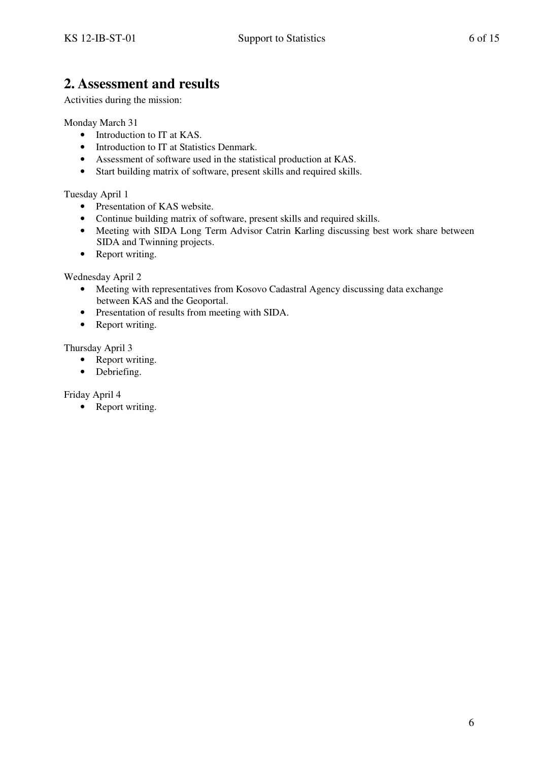## 2. Assessment and results

Activities during the mission:

Monday March 31

- Introduction to IT at KAS.
- Introduction to IT at Statistics Denmark.
- Assessment of software used in the statistical production at KAS.
- Start building matrix of software, present skills and required skills.

Tuesday April 1

- Presentation of KAS website.
- Continue building matrix of software, present skills and required skills.
- Meeting with SIDA Long Term Advisor Catrin Karling discussing best work share between SIDA and Twinning projects.
- Report writing.

Wednesday April 2

- Meeting with representatives from Kosovo Cadastral Agency discussing data exchange between KAS and the Geoportal.
- Presentation of results from meeting with SIDA.
- Report writing.

Thursday April 3

- Report writing.
- Debriefing.

Friday April 4

- Report writing.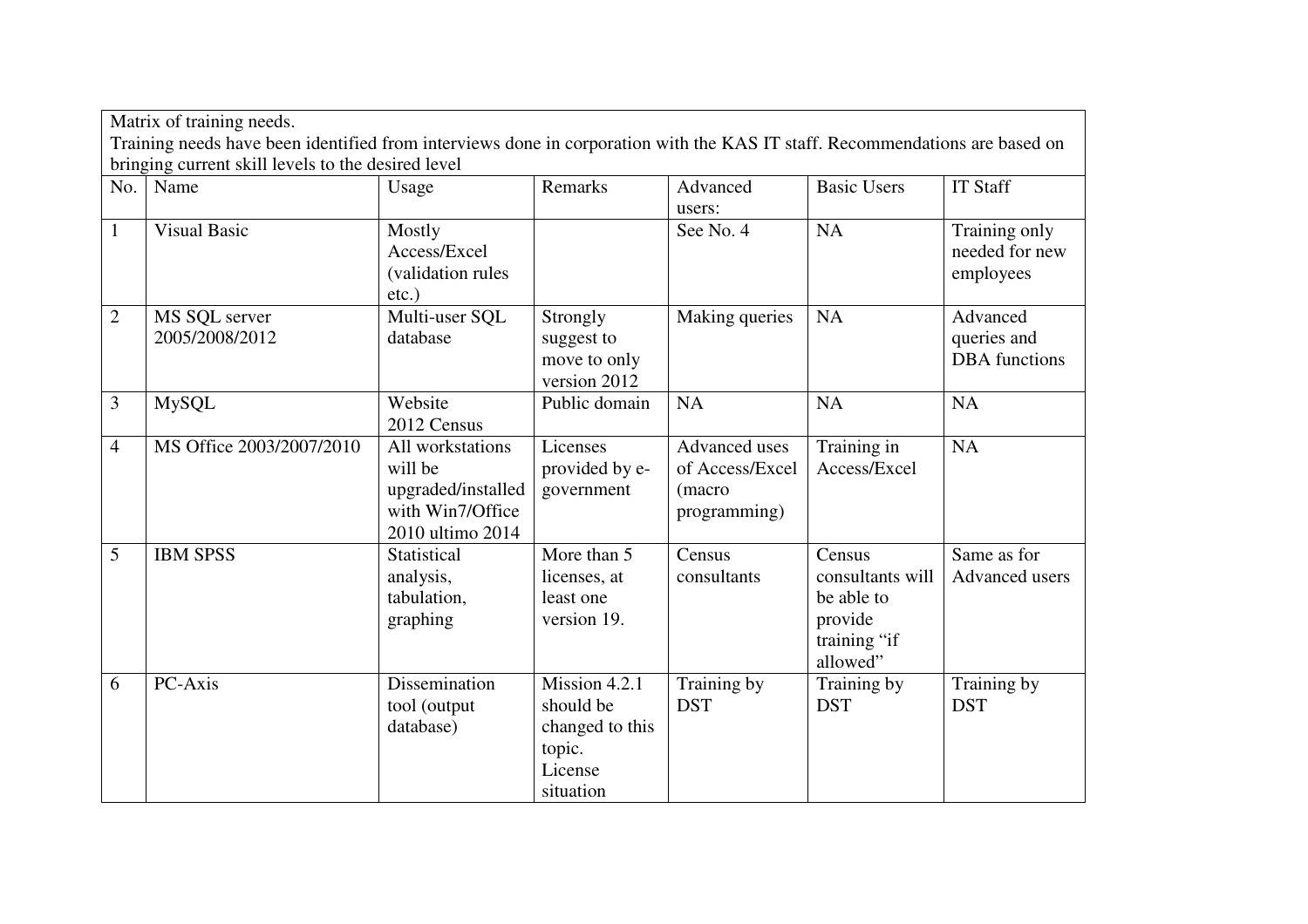Matrix of training needs.

Training needs have been identified from interviews done in corporation with the KAS IT staff. Recommendations are based on bringing current skill levels to the desired level

| No. | Name | Usage | Remarks | Advanced users: | Basic Users | IT Staff |
|---|---|---|---|---|---|---|
| 1 | Visual Basic | Mostly Access/Excel (validation rules etc.) | | See No. 4 | NA | Training only needed for new employees |
| 2 | MS SQL server 2005/2008/2012 | Multi-user SQL database | Strongly suggest to move to only version 2012 | Making queries | NA | Advanced queries and DBA functions |
| 3 | MySQL | Website 2012 Census | Public domain | NA | NA | NA |
| 4 | MS Office 2003/2007/2010 | All workstations will be upgraded/installed with Win7/Office 2010 ultimo 2014 | Licenses provided by e-government | Advanced uses of Access/Excel (macro programming) | Training in Access/Excel | NA |
| 5 | IBM SPSS | Statistical analysis, tabulation, graphing | More than 5 licenses, at least one version 19. | Census consultants | Census consultants will be able to provide training "if allowed" | Same as for Advanced users |
| 6 | PC-Axis | Dissemination tool (output database) | Mission 4.2.1 should be changed to this topic. License situation | Training by DST | Training by DST | Training by DST |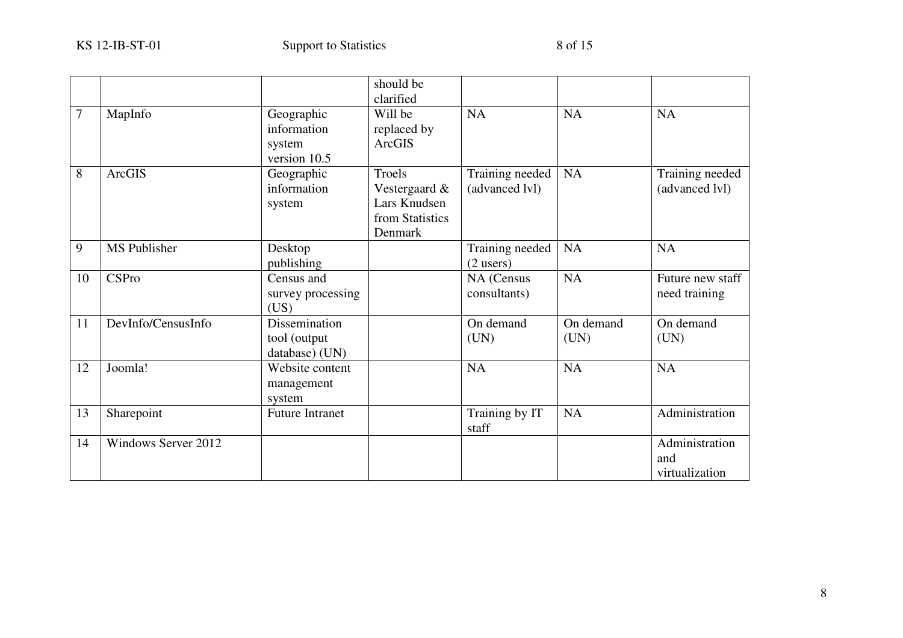|  |  |  | should be clarified |  |  |  |
|---|---|---|---|---|---|---|
| 7 | MapInfo | Geographic information system version 10.5 | Will be replaced by ArcGIS | NA | NA | NA |
| 8 | ArcGIS | Geographic information system | Troels Vestergaard & Lars Knudsen from Statistics Denmark | Training needed (advanced lvl) | NA | Training needed (advanced lvl) |
| 9 | MS Publisher | Desktop publishing |  | Training needed (2 users) | NA | NA |
| 10 | CSPro | Census and survey processing (US) |  | NA (Census consultants) | NA | Future new staff need training |
| 11 | DevInfo/CensusInfo | Dissemination tool (output database) (UN) |  | On demand (UN) | On demand (UN) | On demand (UN) |
| 12 | Joomla! | Website content management system |  | NA | NA | NA |
| 13 | Sharepoint | Future Intranet |  | Training by IT staff | NA | Administration |
| 14 | Windows Server 2012 |  |  |  |  | Administration and virtualization |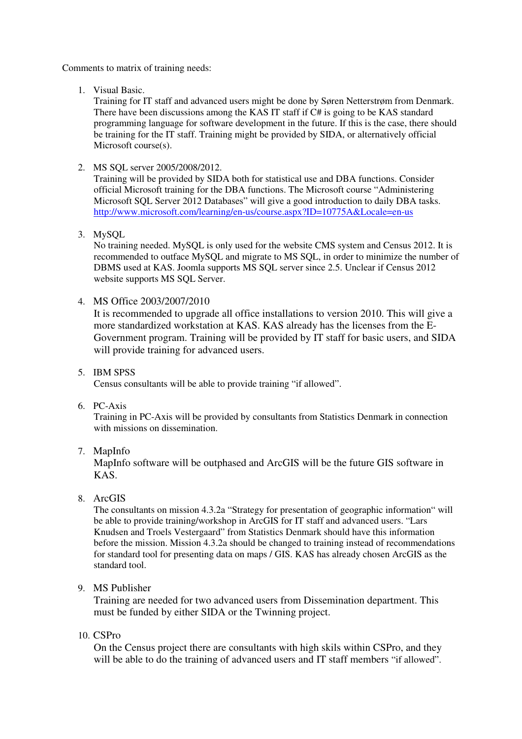Comments to matrix of training needs:

1. Visual Basic.
   Training for IT staff and advanced users might be done by Søren Netterstrøm from Denmark. There have been discussions among the KAS IT staff if C# is going to be KAS standard programming language for software development in the future. If this is the case, there should be training for the IT staff. Training might be provided by SIDA, or alternatively official Microsoft course(s).

2. MS SQL server 2005/2008/2012.
   Training will be provided by SIDA both for statistical use and DBA functions. Consider official Microsoft training for the DBA functions. The Microsoft course "Administering Microsoft SQL Server 2012 Databases" will give a good introduction to daily DBA tasks. http://www.microsoft.com/learning/en-us/course.aspx?ID=10775A&Locale=en-us

3. MySQL
   No training needed. MySQL is only used for the website CMS system and Census 2012. It is recommended to outface MySQL and migrate to MS SQL, in order to minimize the number of DBMS used at KAS. Joomla supports MS SQL server since 2.5. Unclear if Census 2012 website supports MS SQL Server.

4. MS Office 2003/2007/2010
   It is recommended to upgrade all office installations to version 2010. This will give a more standardized workstation at KAS. KAS already has the licenses from the E-Government program. Training will be provided by IT staff for basic users, and SIDA will provide training for advanced users.

5. IBM SPSS
   Census consultants will be able to provide training "if allowed".

6. PC-Axis
   Training in PC-Axis will be provided by consultants from Statistics Denmark in connection with missions on dissemination.

7. MapInfo
   MapInfo software will be outphased and ArcGIS will be the future GIS software in KAS.

8. ArcGIS
   The consultants on mission 4.3.2a "Strategy for presentation of geographic information" will be able to provide training/workshop in ArcGIS for IT staff and advanced users. "Lars Knudsen and Troels Vestergaard" from Statistics Denmark should have this information before the mission. Mission 4.3.2a should be changed to training instead of recommendations for standard tool for presenting data on maps / GIS. KAS has already chosen ArcGIS as the standard tool.

9. MS Publisher
   Training are needed for two advanced users from Dissemination department. This must be funded by either SIDA or the Twinning project.

10. CSPro
    On the Census project there are consultants with high skils within CSPro, and they will be able to do the training of advanced users and IT staff members "if allowed".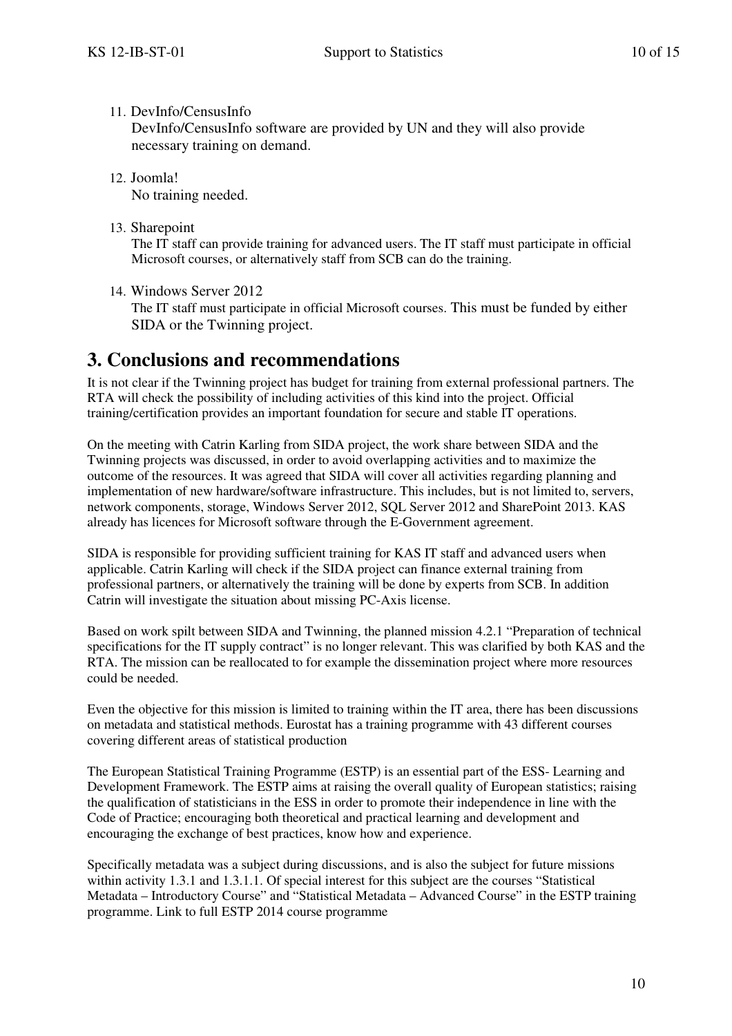11. DevInfo/CensusInfo
    DevInfo/CensusInfo software are provided by UN and they will also provide necessary training on demand.

12. Joomla!
    No training needed.

13. Sharepoint
    The IT staff can provide training for advanced users. The IT staff must participate in official Microsoft courses, or alternatively staff from SCB can do the training.

14. Windows Server 2012
    The IT staff must participate in official Microsoft courses. This must be funded by either SIDA or the Twinning project.

# 3. Conclusions and recommendations

It is not clear if the Twinning project has budget for training from external professional partners. The RTA will check the possibility of including activities of this kind into the project. Official training/certification provides an important foundation for secure and stable IT operations.

On the meeting with Catrin Karling from SIDA project, the work share between SIDA and the Twinning projects was discussed, in order to avoid overlapping activities and to maximize the outcome of the resources. It was agreed that SIDA will cover all activities regarding planning and implementation of new hardware/software infrastructure. This includes, but is not limited to, servers, network components, storage, Windows Server 2012, SQL Server 2012 and SharePoint 2013. KAS already has licences for Microsoft software through the E-Government agreement.

SIDA is responsible for providing sufficient training for KAS IT staff and advanced users when applicable. Catrin Karling will check if the SIDA project can finance external training from professional partners, or alternatively the training will be done by experts from SCB. In addition Catrin will investigate the situation about missing PC-Axis license.

Based on work spilt between SIDA and Twinning, the planned mission 4.2.1 "Preparation of technical specifications for the IT supply contract" is no longer relevant. This was clarified by both KAS and the RTA. The mission can be reallocated to for example the dissemination project where more resources could be needed.

Even the objective for this mission is limited to training within the IT area, there has been discussions on metadata and statistical methods. Eurostat has a training programme with 43 different courses covering different areas of statistical production

The European Statistical Training Programme (ESTP) is an essential part of the ESS- Learning and Development Framework. The ESTP aims at raising the overall quality of European statistics; raising the qualification of statisticians in the ESS in order to promote their independence in line with the Code of Practice; encouraging both theoretical and practical learning and development and encouraging the exchange of best practices, know how and experience.

Specifically metadata was a subject during discussions, and is also the subject for future missions within activity 1.3.1 and 1.3.1.1. Of special interest for this subject are the courses "Statistical Metadata – Introductory Course" and "Statistical Metadata – Advanced Course" in the ESTP training programme. Link to full ESTP 2014 course programme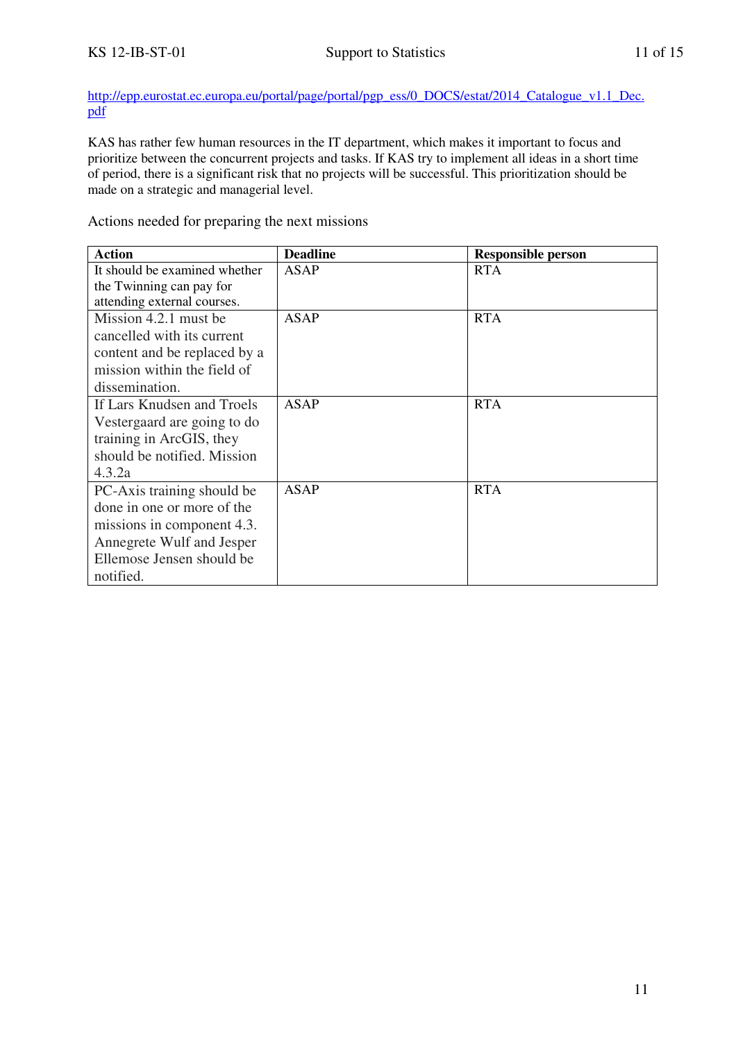http://epp.eurostat.ec.europa.eu/portal/page/portal/pgp_ess/0_DOCS/estat/2014_Catalogue_v1.1_Dec.pdf

KAS has rather few human resources in the IT department, which makes it important to focus and prioritize between the concurrent projects and tasks. If KAS try to implement all ideas in a short time of period, there is a significant risk that no projects will be successful. This prioritization should be made on a strategic and managerial level.

Actions needed for preparing the next missions

| **Action** | **Deadline** | **Responsible person** |
| --- | --- | --- |
| It should be examined whether the Twinning can pay for attending external courses. | ASAP | RTA |
| Mission 4.2.1 must be cancelled with its current content and be replaced by a mission within the field of dissemination. | ASAP | RTA |
| If Lars Knudsen and Troels Vestergaard are going to do training in ArcGIS, they should be notified. Mission 4.3.2a | ASAP | RTA |
| PC-Axis training should be done in one or more of the missions in component 4.3. Annegrete Wulf and Jesper Ellemose Jensen should be notified. | ASAP | RTA |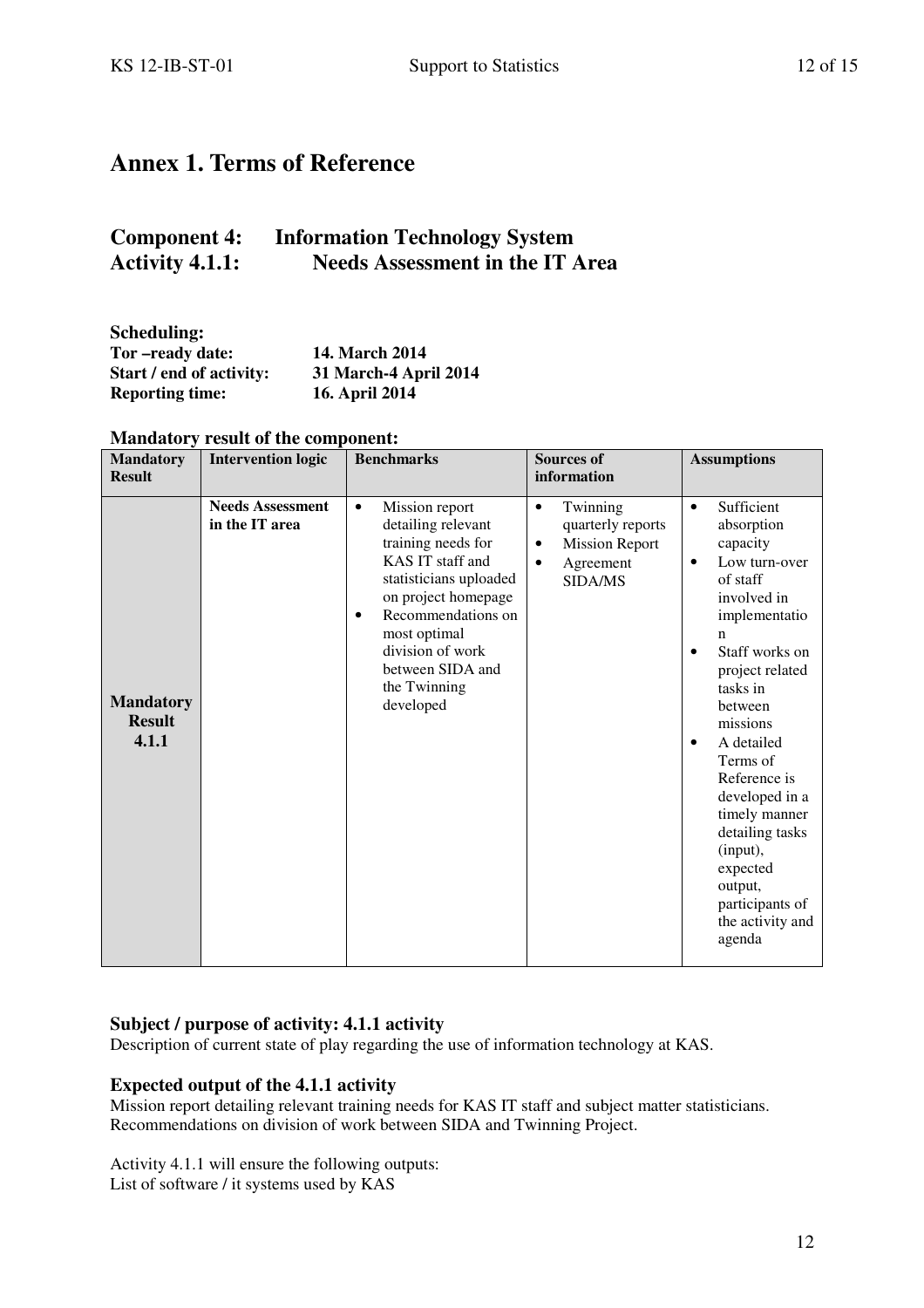# Annex 1. Terms of Reference

## Component 4: Information Technology System
## Activity 4.1.1: Needs Assessment in the IT Area

**Scheduling:**
**Tor –ready date:** **14. March 2014**
**Start / end of activity:** **31 March-4 April 2014**
**Reporting time:** **16. April 2014**

**Mandatory result of the component:**

| Mandatory Result | Intervention logic | Benchmarks | Sources of information | Assumptions |
|---|---|---|---|---|
| **Mandatory Result 4.1.1** | **Needs Assessment in the IT area** | • Mission report detailing relevant training needs for KAS IT staff and statisticians uploaded on project homepage<br>• Recommendations on most optimal division of work between SIDA and the Twinning developed | • Twinning quarterly reports<br>• Mission Report<br>• Agreement SIDA/MS | • Sufficient absorption capacity<br>• Low turn-over of staff involved in implementation<br>• Staff works on project related tasks in between missions<br>• A detailed Terms of Reference is developed in a timely manner detailing tasks (input), expected output, participants of the activity and agenda |

**Subject / purpose of activity: 4.1.1 activity**
Description of current state of play regarding the use of information technology at KAS.

**Expected output of the 4.1.1 activity**
Mission report detailing relevant training needs for KAS IT staff and subject matter statisticians.
Recommendations on division of work between SIDA and Twinning Project.

Activity 4.1.1 will ensure the following outputs:
List of software / it systems used by KAS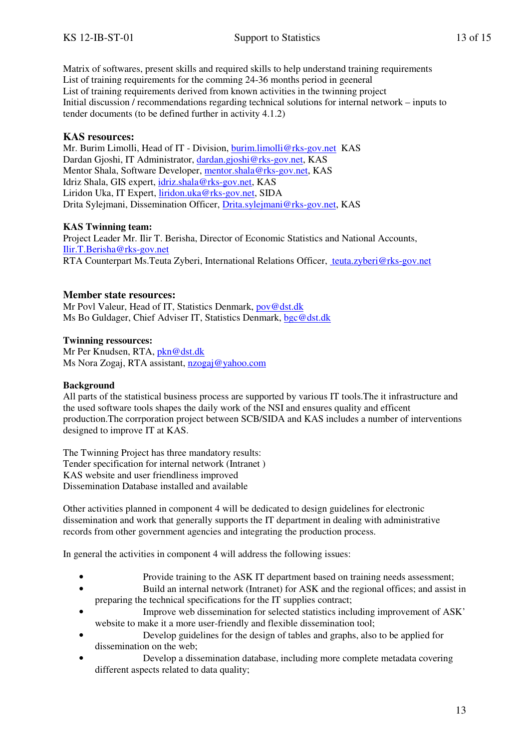Matrix of softwares, present skills and required skills to help understand training requirements
List of training requirements for the comming 24-36 months period in geeneral
List of training requirements derived from known activities in the twinning project
Initial discussion / recommendations regarding technical solutions for internal network – inputs to tender documents (to be defined further in activity 4.1.2)

### KAS resources:

Mr. Burim Limolli, Head of IT - Division, burim.limolli@rks-gov.net KAS
Dardan Gjoshi, IT Administrator, dardan.gjoshi@rks-gov.net, KAS
Mentor Shala, Software Developer, mentor.shala@rks-gov.net, KAS
Idriz Shala, GIS expert, idriz.shala@rks-gov.net, KAS
Liridon Uka, IT Expert, liridon.uka@rks-gov.net, SIDA
Drita Sylejmani, Dissemination Officer, Drita.sylejmani@rks-gov.net, KAS

**KAS Twinning team:**
Project Leader Mr. Ilir T. Berisha, Director of Economic Statistics and National Accounts, Ilir.T.Berisha@rks-gov.net
RTA Counterpart Ms.Teuta Zyberi, International Relations Officer, teuta.zyberi@rks-gov.net

### Member state resources:

Mr Povl Valeur, Head of IT, Statistics Denmark, pov@dst.dk
Ms Bo Guldager, Chief Adviser IT, Statistics Denmark, bgc@dst.dk

**Twinning ressources:**
Mr Per Knudsen, RTA, pkn@dst.dk
Ms Nora Zogaj, RTA assistant, nzogaj@yahoo.com

**Background**
All parts of the statistical business process are supported by various IT tools.The it infrastructure and the used software tools shapes the daily work of the NSI and ensures quality and effecent production.The corrporation project between SCB/SIDA and KAS includes a number of interventions designed to improve IT at KAS.

The Twinning Project has three mandatory results:
Tender specification for internal network (Intranet )
KAS website and user friendliness improved
Dissemination Database installed and available

Other activities planned in component 4 will be dedicated to design guidelines for electronic dissemination and work that generally supports the IT department in dealing with administrative records from other government agencies and integrating the production process.

In general the activities in component 4 will address the following issues:

- Provide training to the ASK IT department based on training needs assessment;
- Build an internal network (Intranet) for ASK and the regional offices; and assist in preparing the technical specifications for the IT supplies contract;
- Improve web dissemination for selected statistics including improvement of ASK' website to make it a more user-friendly and flexible dissemination tool;
- Develop guidelines for the design of tables and graphs, also to be applied for dissemination on the web;
- Develop a dissemination database, including more complete metadata covering different aspects related to data quality;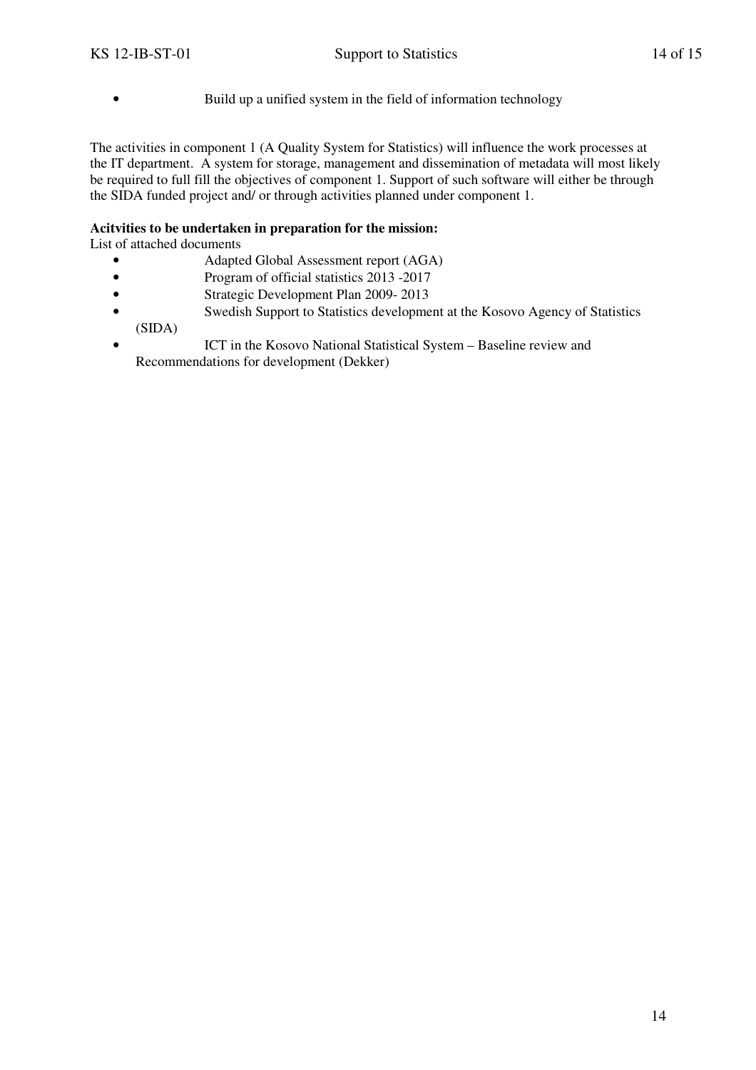- Build up a unified system in the field of information technology

The activities in component 1 (A Quality System for Statistics) will influence the work processes at the IT department. A system for storage, management and dissemination of metadata will most likely be required to full fill the objectives of component 1. Support of such software will either be through the SIDA funded project and/ or through activities planned under component 1.

**Acitvities to be undertaken in preparation for the mission:**
List of attached documents

- Adapted Global Assessment report (AGA)
- Program of official statistics 2013 -2017
- Strategic Development Plan 2009- 2013
- Swedish Support to Statistics development at the Kosovo Agency of Statistics (SIDA)
- ICT in the Kosovo National Statistical System – Baseline review and Recommendations for development (Dekker)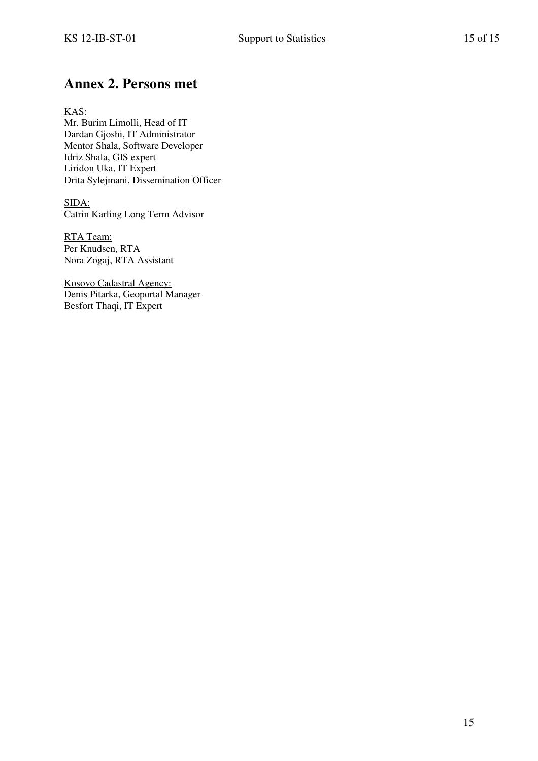# Annex 2. Persons met

KAS:
Mr. Burim Limolli, Head of IT
Dardan Gjoshi, IT Administrator
Mentor Shala, Software Developer
Idriz Shala, GIS expert
Liridon Uka, IT Expert
Drita Sylejmani, Dissemination Officer

SIDA:
Catrin Karling Long Term Advisor

RTA Team:
Per Knudsen, RTA
Nora Zogaj, RTA Assistant

Kosovo Cadastral Agency:
Denis Pitarka, Geoportal Manager
Besfort Thaqi, IT Expert